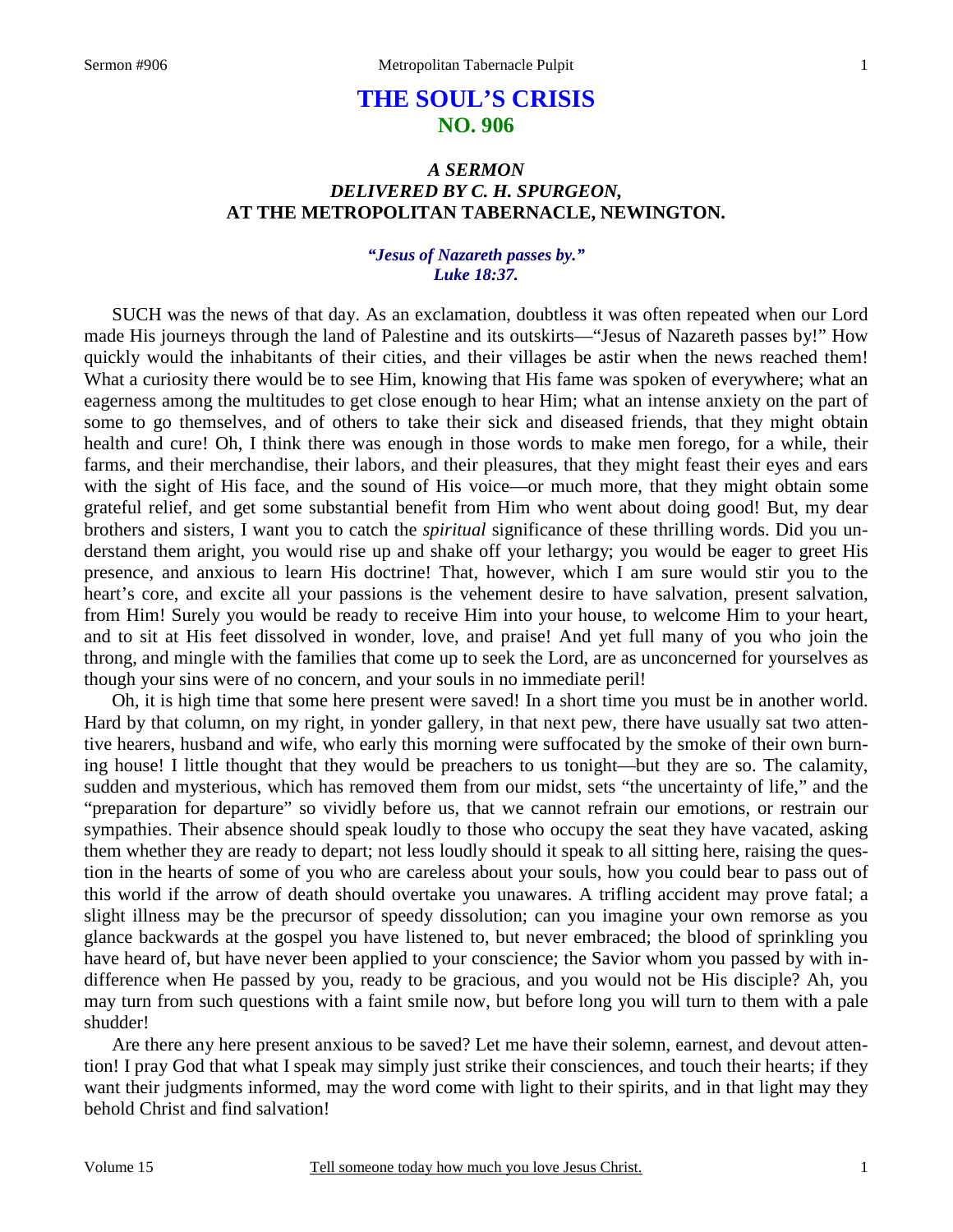# THE SOUL'S CRISIS
## NO. 906

### *A SERMON DELIVERED BY C. H. SPURGEON,* AT THE METROPOLITAN TABERNACLE, NEWINGTON.

***"Jesus of Nazareth passes by." Luke 18:37.***

SUCH was the news of that day. As an exclamation, doubtless it was often repeated when our Lord made His journeys through the land of Palestine and its outskirts—"Jesus of Nazareth passes by!" How quickly would the inhabitants of their cities, and their villages be astir when the news reached them! What a curiosity there would be to see Him, knowing that His fame was spoken of everywhere; what an eagerness among the multitudes to get close enough to hear Him; what an intense anxiety on the part of some to go themselves, and of others to take their sick and diseased friends, that they might obtain health and cure! Oh, I think there was enough in those words to make men forego, for a while, their farms, and their merchandise, their labors, and their pleasures, that they might feast their eyes and ears with the sight of His face, and the sound of His voice—or much more, that they might obtain some grateful relief, and get some substantial benefit from Him who went about doing good! But, my dear brothers and sisters, I want you to catch the *spiritual* significance of these thrilling words. Did you understand them aright, you would rise up and shake off your lethargy; you would be eager to greet His presence, and anxious to learn His doctrine! That, however, which I am sure would stir you to the heart's core, and excite all your passions is the vehement desire to have salvation, present salvation, from Him! Surely you would be ready to receive Him into your house, to welcome Him to your heart, and to sit at His feet dissolved in wonder, love, and praise! And yet full many of you who join the throng, and mingle with the families that come up to seek the Lord, are as unconcerned for yourselves as though your sins were of no concern, and your souls in no immediate peril!

Oh, it is high time that some here present were saved! In a short time you must be in another world. Hard by that column, on my right, in yonder gallery, in that next pew, there have usually sat two attentive hearers, husband and wife, who early this morning were suffocated by the smoke of their own burning house! I little thought that they would be preachers to us tonight—but they are so. The calamity, sudden and mysterious, which has removed them from our midst, sets "the uncertainty of life," and the "preparation for departure" so vividly before us, that we cannot refrain our emotions, or restrain our sympathies. Their absence should speak loudly to those who occupy the seat they have vacated, asking them whether they are ready to depart; not less loudly should it speak to all sitting here, raising the question in the hearts of some of you who are careless about your souls, how you could bear to pass out of this world if the arrow of death should overtake you unawares. A trifling accident may prove fatal; a slight illness may be the precursor of speedy dissolution; can you imagine your own remorse as you glance backwards at the gospel you have listened to, but never embraced; the blood of sprinkling you have heard of, but have never been applied to your conscience; the Savior whom you passed by with indifference when He passed by you, ready to be gracious, and you would not be His disciple? Ah, you may turn from such questions with a faint smile now, but before long you will turn to them with a pale shudder!

Are there any here present anxious to be saved? Let me have their solemn, earnest, and devout attention! I pray God that what I speak may simply just strike their consciences, and touch their hearts; if they want their judgments informed, may the word come with light to their spirits, and in that light may they behold Christ and find salvation!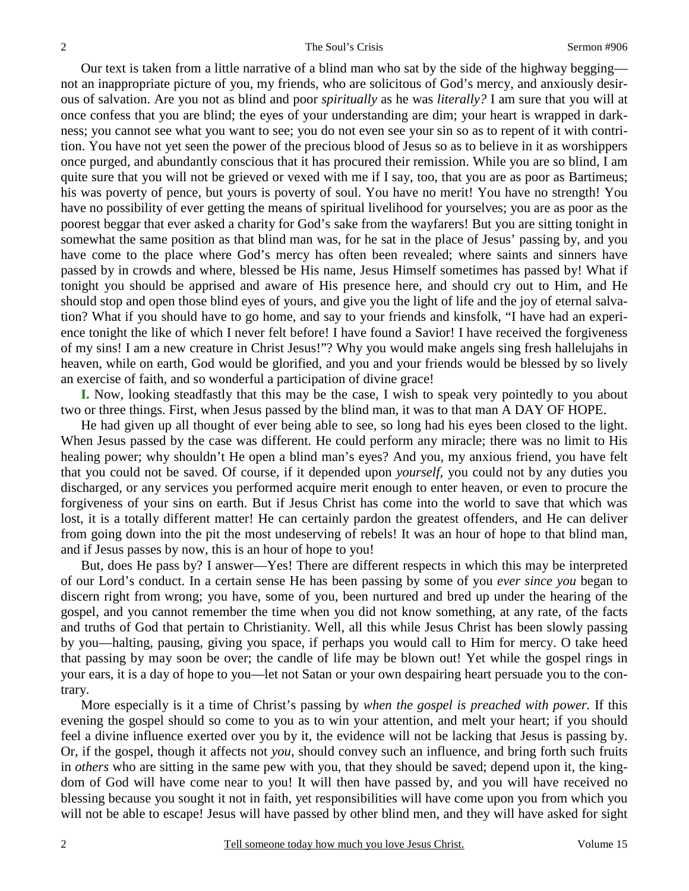Our text is taken from a little narrative of a blind man who sat by the side of the highway begging—not an inappropriate picture of you, my friends, who are solicitous of God's mercy, and anxiously desirous of salvation. Are you not as blind and poor *spiritually* as he was *literally?* I am sure that you will at once confess that you are blind; the eyes of your understanding are dim; your heart is wrapped in darkness; you cannot see what you want to see; you do not even see your sin so as to repent of it with contrition. You have not yet seen the power of the precious blood of Jesus so as to believe in it as worshippers once purged, and abundantly conscious that it has procured their remission. While you are so blind, I am quite sure that you will not be grieved or vexed with me if I say, too, that you are as poor as Bartimeus; his was poverty of pence, but yours is poverty of soul. You have no merit! You have no strength! You have no possibility of ever getting the means of spiritual livelihood for yourselves; you are as poor as the poorest beggar that ever asked a charity for God's sake from the wayfarers! But you are sitting tonight in somewhat the same position as that blind man was, for he sat in the place of Jesus' passing by, and you have come to the place where God's mercy has often been revealed; where saints and sinners have passed by in crowds and where, blessed be His name, Jesus Himself sometimes has passed by! What if tonight you should be apprised and aware of His presence here, and should cry out to Him, and He should stop and open those blind eyes of yours, and give you the light of life and the joy of eternal salvation? What if you should have to go home, and say to your friends and kinsfolk, "I have had an experience tonight the like of which I never felt before! I have found a Savior! I have received the forgiveness of my sins! I am a new creature in Christ Jesus!"? Why you would make angels sing fresh hallelujahs in heaven, while on earth, God would be glorified, and you and your friends would be blessed by so lively an exercise of faith, and so wonderful a participation of divine grace!

**I.** Now, looking steadfastly that this may be the case, I wish to speak very pointedly to you about two or three things. First, when Jesus passed by the blind man, it was to that man A DAY OF HOPE.

He had given up all thought of ever being able to see, so long had his eyes been closed to the light. When Jesus passed by the case was different. He could perform any miracle; there was no limit to His healing power; why shouldn't He open a blind man's eyes? And you, my anxious friend, you have felt that you could not be saved. Of course, if it depended upon *yourself*, you could not by any duties you discharged, or any services you performed acquire merit enough to enter heaven, or even to procure the forgiveness of your sins on earth. But if Jesus Christ has come into the world to save that which was lost, it is a totally different matter! He can certainly pardon the greatest offenders, and He can deliver from going down into the pit the most undeserving of rebels! It was an hour of hope to that blind man, and if Jesus passes by now, this is an hour of hope to you!

But, does He pass by? I answer—Yes! There are different respects in which this may be interpreted of our Lord's conduct. In a certain sense He has been passing by some of you *ever since you* began to discern right from wrong; you have, some of you, been nurtured and bred up under the hearing of the gospel, and you cannot remember the time when you did not know something, at any rate, of the facts and truths of God that pertain to Christianity. Well, all this while Jesus Christ has been slowly passing by you—halting, pausing, giving you space, if perhaps you would call to Him for mercy. O take heed that passing by may soon be over; the candle of life may be blown out! Yet while the gospel rings in your ears, it is a day of hope to you—let not Satan or your own despairing heart persuade you to the contrary.

More especially is it a time of Christ's passing by *when the gospel is preached with power.* If this evening the gospel should so come to you as to win your attention, and melt your heart; if you should feel a divine influence exerted over you by it, the evidence will not be lacking that Jesus is passing by. Or, if the gospel, though it affects not *you*, should convey such an influence, and bring forth such fruits in *others* who are sitting in the same pew with you, that they should be saved; depend upon it, the kingdom of God will have come near to you! It will then have passed by, and you will have received no blessing because you sought it not in faith, yet responsibilities will have come upon you from which you will not be able to escape! Jesus will have passed by other blind men, and they will have asked for sight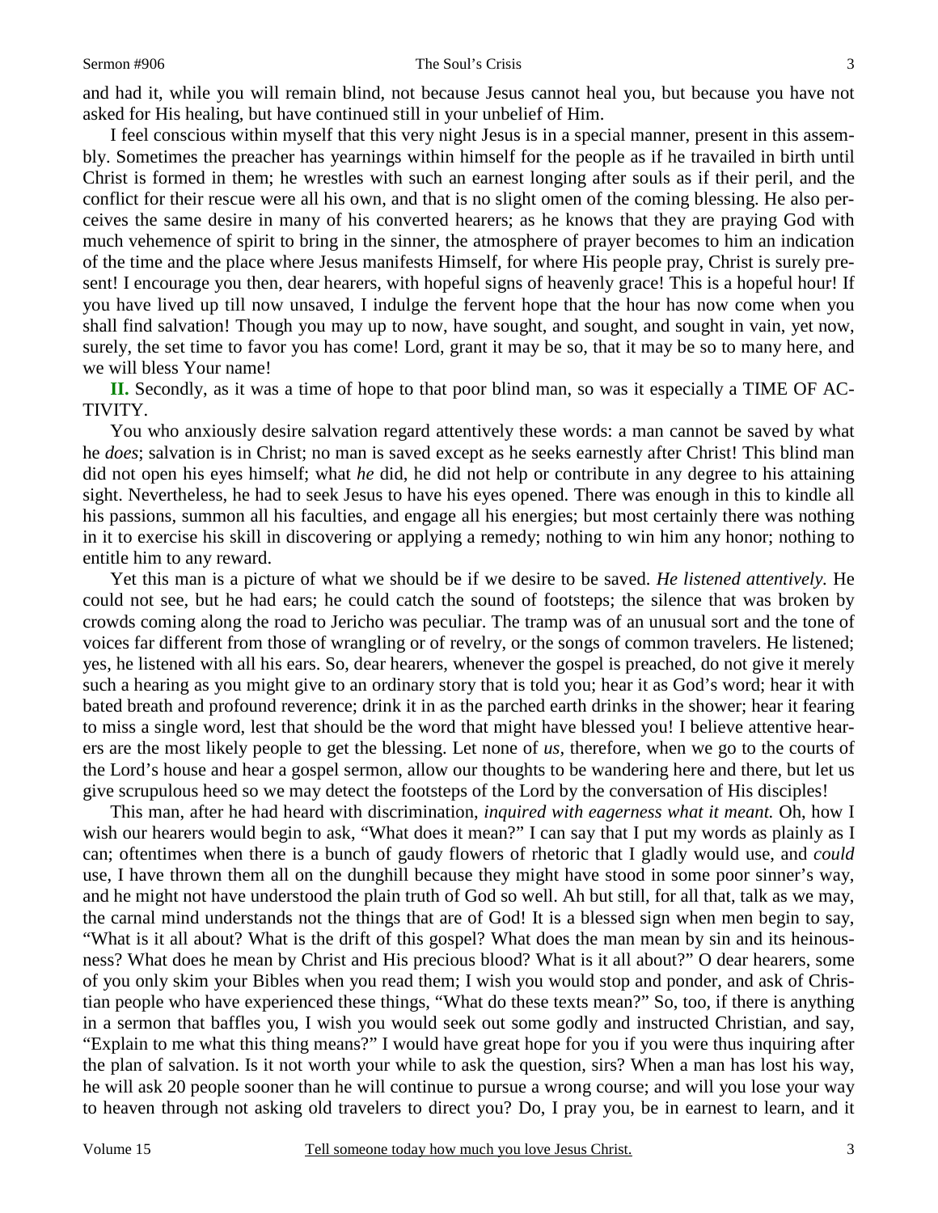and had it, while you will remain blind, not because Jesus cannot heal you, but because you have not asked for His healing, but have continued still in your unbelief of Him.

I feel conscious within myself that this very night Jesus is in a special manner, present in this assembly. Sometimes the preacher has yearnings within himself for the people as if he travailed in birth until Christ is formed in them; he wrestles with such an earnest longing after souls as if their peril, and the conflict for their rescue were all his own, and that is no slight omen of the coming blessing. He also perceives the same desire in many of his converted hearers; as he knows that they are praying God with much vehemence of spirit to bring in the sinner, the atmosphere of prayer becomes to him an indication of the time and the place where Jesus manifests Himself, for where His people pray, Christ is surely present! I encourage you then, dear hearers, with hopeful signs of heavenly grace! This is a hopeful hour! If you have lived up till now unsaved, I indulge the fervent hope that the hour has now come when you shall find salvation! Though you may up to now, have sought, and sought, and sought in vain, yet now, surely, the set time to favor you has come! Lord, grant it may be so, that it may be so to many here, and we will bless Your name!

**II.** Secondly, as it was a time of hope to that poor blind man, so was it especially a TIME OF ACTIVITY.

You who anxiously desire salvation regard attentively these words: a man cannot be saved by what he *does*; salvation is in Christ; no man is saved except as he seeks earnestly after Christ! This blind man did not open his eyes himself; what *he* did, he did not help or contribute in any degree to his attaining sight. Nevertheless, he had to seek Jesus to have his eyes opened. There was enough in this to kindle all his passions, summon all his faculties, and engage all his energies; but most certainly there was nothing in it to exercise his skill in discovering or applying a remedy; nothing to win him any honor; nothing to entitle him to any reward.

Yet this man is a picture of what we should be if we desire to be saved. *He listened attentively.* He could not see, but he had ears; he could catch the sound of footsteps; the silence that was broken by crowds coming along the road to Jericho was peculiar. The tramp was of an unusual sort and the tone of voices far different from those of wrangling or of revelry, or the songs of common travelers. He listened; yes, he listened with all his ears. So, dear hearers, whenever the gospel is preached, do not give it merely such a hearing as you might give to an ordinary story that is told you; hear it as God's word; hear it with bated breath and profound reverence; drink it in as the parched earth drinks in the shower; hear it fearing to miss a single word, lest that should be the word that might have blessed you! I believe attentive hearers are the most likely people to get the blessing. Let none of *us*, therefore, when we go to the courts of the Lord's house and hear a gospel sermon, allow our thoughts to be wandering here and there, but let us give scrupulous heed so we may detect the footsteps of the Lord by the conversation of His disciples!

This man, after he had heard with discrimination, *inquired with eagerness what it meant.* Oh, how I wish our hearers would begin to ask, "What does it mean?" I can say that I put my words as plainly as I can; oftentimes when there is a bunch of gaudy flowers of rhetoric that I gladly would use, and *could* use, I have thrown them all on the dunghill because they might have stood in some poor sinner's way, and he might not have understood the plain truth of God so well. Ah but still, for all that, talk as we may, the carnal mind understands not the things that are of God! It is a blessed sign when men begin to say, "What is it all about? What is the drift of this gospel? What does the man mean by sin and its heinousness? What does he mean by Christ and His precious blood? What is it all about?" O dear hearers, some of you only skim your Bibles when you read them; I wish you would stop and ponder, and ask of Christian people who have experienced these things, "What do these texts mean?" So, too, if there is anything in a sermon that baffles you, I wish you would seek out some godly and instructed Christian, and say, "Explain to me what this thing means?" I would have great hope for you if you were thus inquiring after the plan of salvation. Is it not worth your while to ask the question, sirs? When a man has lost his way, he will ask 20 people sooner than he will continue to pursue a wrong course; and will you lose your way to heaven through not asking old travelers to direct you? Do, I pray you, be in earnest to learn, and it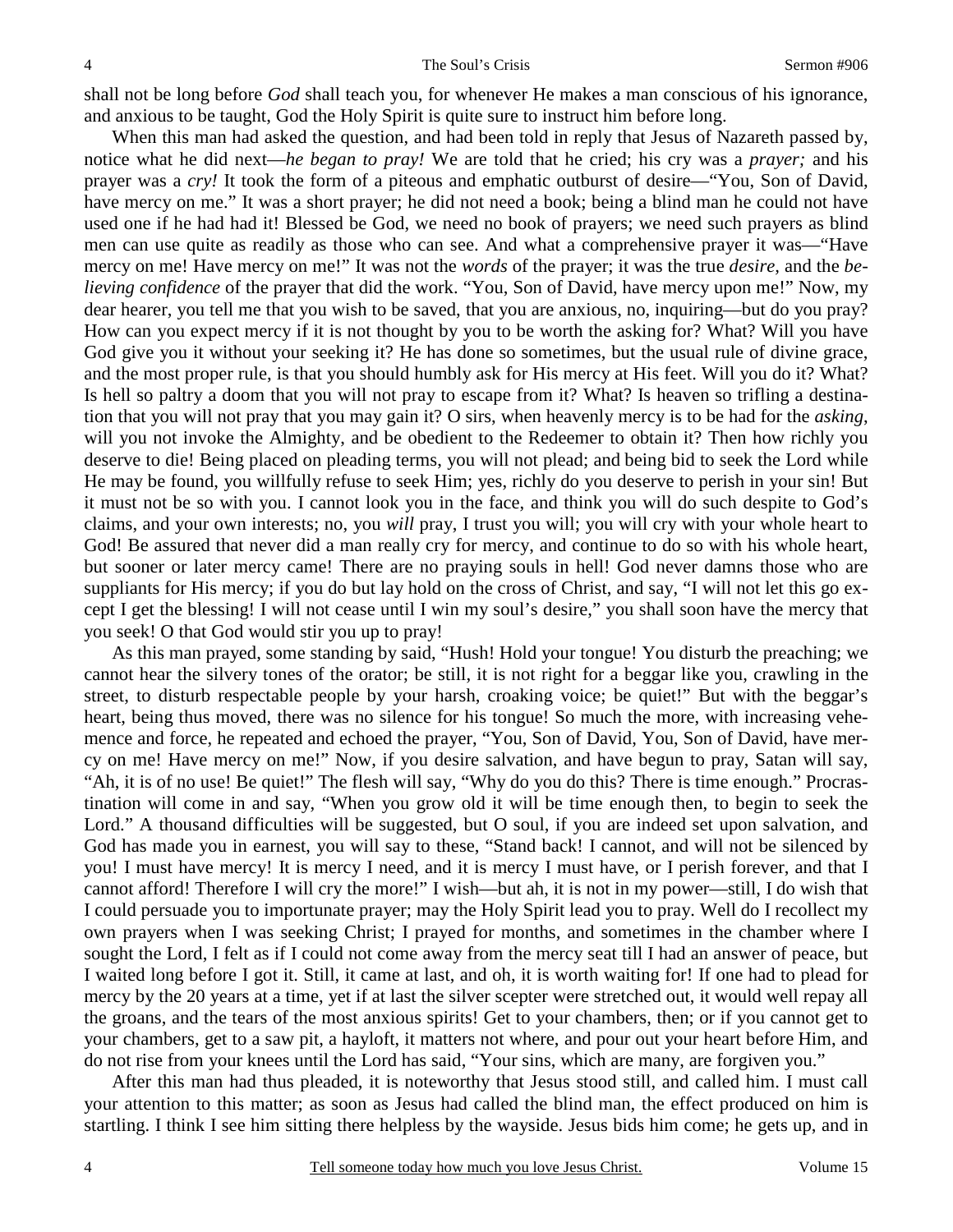shall not be long before *God* shall teach you, for whenever He makes a man conscious of his ignorance, and anxious to be taught, God the Holy Spirit is quite sure to instruct him before long.

When this man had asked the question, and had been told in reply that Jesus of Nazareth passed by, notice what he did next—*he began to pray!* We are told that he cried; his cry was a *prayer;* and his prayer was a *cry!* It took the form of a piteous and emphatic outburst of desire—"You, Son of David, have mercy on me." It was a short prayer; he did not need a book; being a blind man he could not have used one if he had had it! Blessed be God, we need no book of prayers; we need such prayers as blind men can use quite as readily as those who can see. And what a comprehensive prayer it was—"Have mercy on me! Have mercy on me!" It was not the *words* of the prayer; it was the true *desire,* and the *believing confidence* of the prayer that did the work. "You, Son of David, have mercy upon me!" Now, my dear hearer, you tell me that you wish to be saved, that you are anxious, no, inquiring—but do you pray? How can you expect mercy if it is not thought by you to be worth the asking for? What? Will you have God give you it without your seeking it? He has done so sometimes, but the usual rule of divine grace, and the most proper rule, is that you should humbly ask for His mercy at His feet. Will you do it? What? Is hell so paltry a doom that you will not pray to escape from it? What? Is heaven so trifling a destination that you will not pray that you may gain it? O sirs, when heavenly mercy is to be had for the *asking*, will you not invoke the Almighty, and be obedient to the Redeemer to obtain it? Then how richly you deserve to die! Being placed on pleading terms, you will not plead; and being bid to seek the Lord while He may be found, you willfully refuse to seek Him; yes, richly do you deserve to perish in your sin! But it must not be so with you. I cannot look you in the face, and think you will do such despite to God's claims, and your own interests; no, you *will* pray, I trust you will; you will cry with your whole heart to God! Be assured that never did a man really cry for mercy, and continue to do so with his whole heart, but sooner or later mercy came! There are no praying souls in hell! God never damns those who are suppliants for His mercy; if you do but lay hold on the cross of Christ, and say, "I will not let this go except I get the blessing! I will not cease until I win my soul's desire," you shall soon have the mercy that you seek! O that God would stir you up to pray!

As this man prayed, some standing by said, "Hush! Hold your tongue! You disturb the preaching; we cannot hear the silvery tones of the orator; be still, it is not right for a beggar like you, crawling in the street, to disturb respectable people by your harsh, croaking voice; be quiet!" But with the beggar's heart, being thus moved, there was no silence for his tongue! So much the more, with increasing vehemence and force, he repeated and echoed the prayer, "You, Son of David, You, Son of David, have mercy on me! Have mercy on me!" Now, if you desire salvation, and have begun to pray, Satan will say, "Ah, it is of no use! Be quiet!" The flesh will say, "Why do you do this? There is time enough." Procrastination will come in and say, "When you grow old it will be time enough then, to begin to seek the Lord." A thousand difficulties will be suggested, but O soul, if you are indeed set upon salvation, and God has made you in earnest, you will say to these, "Stand back! I cannot, and will not be silenced by you! I must have mercy! It is mercy I need, and it is mercy I must have, or I perish forever, and that I cannot afford! Therefore I will cry the more!" I wish—but ah, it is not in my power—still, I do wish that I could persuade you to importunate prayer; may the Holy Spirit lead you to pray. Well do I recollect my own prayers when I was seeking Christ; I prayed for months, and sometimes in the chamber where I sought the Lord, I felt as if I could not come away from the mercy seat till I had an answer of peace, but I waited long before I got it. Still, it came at last, and oh, it is worth waiting for! If one had to plead for mercy by the 20 years at a time, yet if at last the silver scepter were stretched out, it would well repay all the groans, and the tears of the most anxious spirits! Get to your chambers, then; or if you cannot get to your chambers, get to a saw pit, a hayloft, it matters not where, and pour out your heart before Him, and do not rise from your knees until the Lord has said, "Your sins, which are many, are forgiven you."

After this man had thus pleaded, it is noteworthy that Jesus stood still, and called him. I must call your attention to this matter; as soon as Jesus had called the blind man, the effect produced on him is startling. I think I see him sitting there helpless by the wayside. Jesus bids him come; he gets up, and in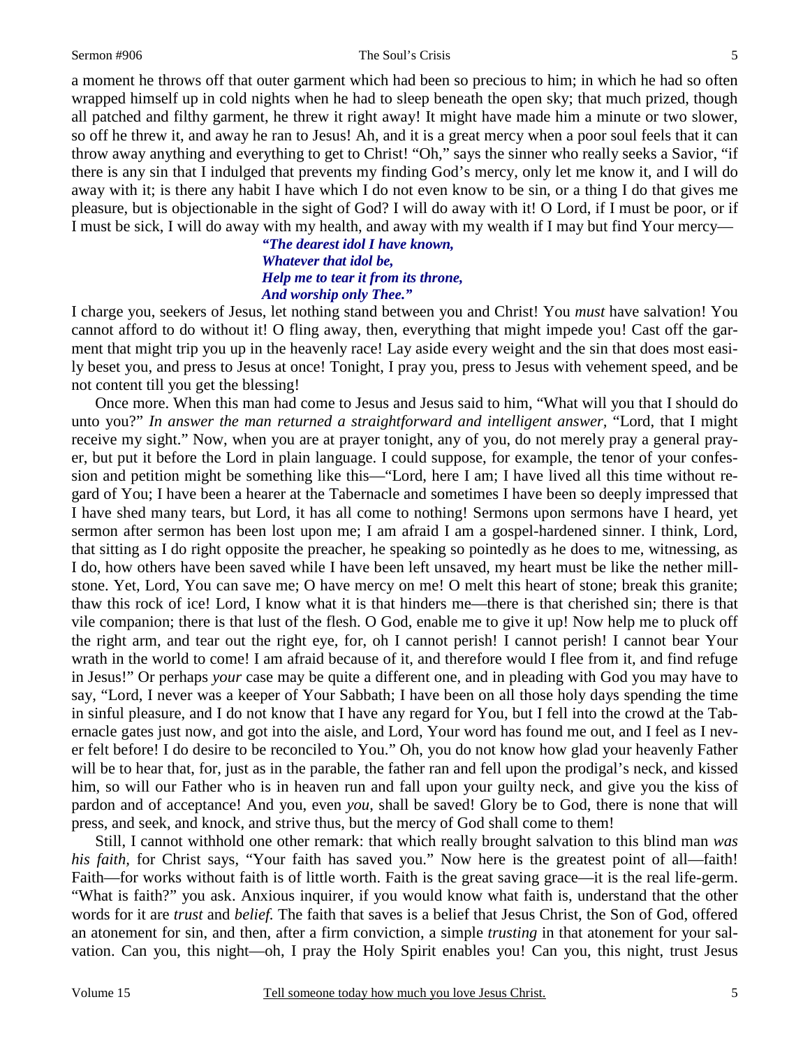a moment he throws off that outer garment which had been so precious to him; in which he had so often wrapped himself up in cold nights when he had to sleep beneath the open sky; that much prized, though all patched and filthy garment, he threw it right away! It might have made him a minute or two slower, so off he threw it, and away he ran to Jesus! Ah, and it is a great mercy when a poor soul feels that it can throw away anything and everything to get to Christ! "Oh," says the sinner who really seeks a Savior, "if there is any sin that I indulged that prevents my finding God's mercy, only let me know it, and I will do away with it; is there any habit I have which I do not even know to be sin, or a thing I do that gives me pleasure, but is objectionable in the sight of God? I will do away with it! O Lord, if I must be poor, or if I must be sick, I will do away with my health, and away with my wealth if I may but find Your mercy—

> ***"The dearest idol I have known,***
> ***Whatever that idol be,***
> ***Help me to tear it from its throne,***
> ***And worship only Thee."***

I charge you, seekers of Jesus, let nothing stand between you and Christ! You *must* have salvation! You cannot afford to do without it! O fling away, then, everything that might impede you! Cast off the garment that might trip you up in the heavenly race! Lay aside every weight and the sin that does most easily beset you, and press to Jesus at once! Tonight, I pray you, press to Jesus with vehement speed, and be not content till you get the blessing!

Once more. When this man had come to Jesus and Jesus said to him, "What will you that I should do unto you?" *In answer the man returned a straightforward and intelligent answer,* "Lord, that I might receive my sight." Now, when you are at prayer tonight, any of you, do not merely pray a general prayer, but put it before the Lord in plain language. I could suppose, for example, the tenor of your confession and petition might be something like this—"Lord, here I am; I have lived all this time without regard of You; I have been a hearer at the Tabernacle and sometimes I have been so deeply impressed that I have shed many tears, but Lord, it has all come to nothing! Sermons upon sermons have I heard, yet sermon after sermon has been lost upon me; I am afraid I am a gospel-hardened sinner. I think, Lord, that sitting as I do right opposite the preacher, he speaking so pointedly as he does to me, witnessing, as I do, how others have been saved while I have been left unsaved, my heart must be like the nether millstone. Yet, Lord, You can save me; O have mercy on me! O melt this heart of stone; break this granite; thaw this rock of ice! Lord, I know what it is that hinders me—there is that cherished sin; there is that vile companion; there is that lust of the flesh. O God, enable me to give it up! Now help me to pluck off the right arm, and tear out the right eye, for, oh I cannot perish! I cannot perish! I cannot bear Your wrath in the world to come! I am afraid because of it, and therefore would I flee from it, and find refuge in Jesus!" Or perhaps *your* case may be quite a different one, and in pleading with God you may have to say, "Lord, I never was a keeper of Your Sabbath; I have been on all those holy days spending the time in sinful pleasure, and I do not know that I have any regard for You, but I fell into the crowd at the Tabernacle gates just now, and got into the aisle, and Lord, Your word has found me out, and I feel as I never felt before! I do desire to be reconciled to You." Oh, you do not know how glad your heavenly Father will be to hear that, for, just as in the parable, the father ran and fell upon the prodigal's neck, and kissed him, so will our Father who is in heaven run and fall upon your guilty neck, and give you the kiss of pardon and of acceptance! And you, even *you,* shall be saved! Glory be to God, there is none that will press, and seek, and knock, and strive thus, but the mercy of God shall come to them!

Still, I cannot withhold one other remark: that which really brought salvation to this blind man *was his faith,* for Christ says, "Your faith has saved you." Now here is the greatest point of all—faith! Faith—for works without faith is of little worth. Faith is the great saving grace—it is the real life-germ. "What is faith?" you ask. Anxious inquirer, if you would know what faith is, understand that the other words for it are *trust* and *belief.* The faith that saves is a belief that Jesus Christ, the Son of God, offered an atonement for sin, and then, after a firm conviction, a simple *trusting* in that atonement for your salvation. Can you, this night—oh, I pray the Holy Spirit enables you! Can you, this night, trust Jesus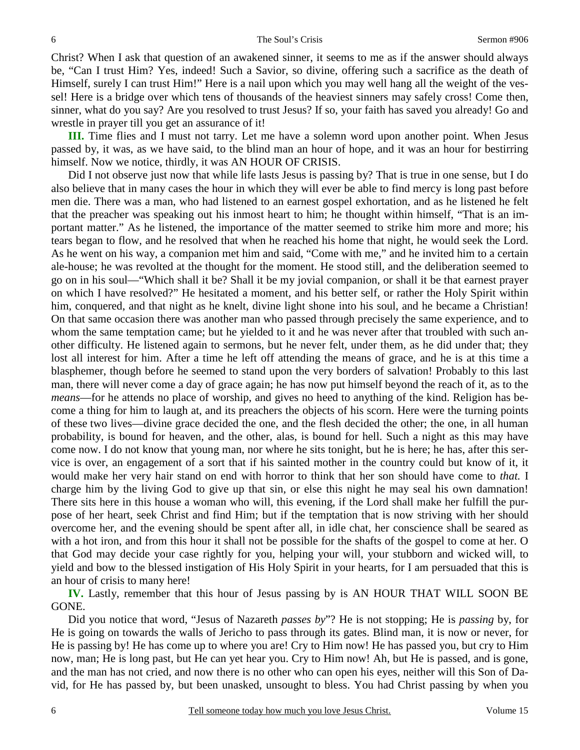Christ? When I ask that question of an awakened sinner, it seems to me as if the answer should always be, "Can I trust Him? Yes, indeed! Such a Savior, so divine, offering such a sacrifice as the death of Himself, surely I can trust Him!" Here is a nail upon which you may well hang all the weight of the vessel! Here is a bridge over which tens of thousands of the heaviest sinners may safely cross! Come then, sinner, what do you say? Are you resolved to trust Jesus? If so, your faith has saved you already! Go and wrestle in prayer till you get an assurance of it!

**III.** Time flies and I must not tarry. Let me have a solemn word upon another point. When Jesus passed by, it was, as we have said, to the blind man an hour of hope, and it was an hour for bestirring himself. Now we notice, thirdly, it was AN HOUR OF CRISIS.

Did I not observe just now that while life lasts Jesus is passing by? That is true in one sense, but I do also believe that in many cases the hour in which they will ever be able to find mercy is long past before men die. There was a man, who had listened to an earnest gospel exhortation, and as he listened he felt that the preacher was speaking out his inmost heart to him; he thought within himself, "That is an important matter." As he listened, the importance of the matter seemed to strike him more and more; his tears began to flow, and he resolved that when he reached his home that night, he would seek the Lord. As he went on his way, a companion met him and said, "Come with me," and he invited him to a certain ale-house; he was revolted at the thought for the moment. He stood still, and the deliberation seemed to go on in his soul—"Which shall it be? Shall it be my jovial companion, or shall it be that earnest prayer on which I have resolved?" He hesitated a moment, and his better self, or rather the Holy Spirit within him, conquered, and that night as he knelt, divine light shone into his soul, and he became a Christian! On that same occasion there was another man who passed through precisely the same experience, and to whom the same temptation came; but he yielded to it and he was never after that troubled with such another difficulty. He listened again to sermons, but he never felt, under them, as he did under that; they lost all interest for him. After a time he left off attending the means of grace, and he is at this time a blasphemer, though before he seemed to stand upon the very borders of salvation! Probably to this last man, there will never come a day of grace again; he has now put himself beyond the reach of it, as to the *means*—for he attends no place of worship, and gives no heed to anything of the kind. Religion has become a thing for him to laugh at, and its preachers the objects of his scorn. Here were the turning points of these two lives—divine grace decided the one, and the flesh decided the other; the one, in all human probability, is bound for heaven, and the other, alas, is bound for hell. Such a night as this may have come now. I do not know that young man, nor where he sits tonight, but he is here; he has, after this service is over, an engagement of a sort that if his sainted mother in the country could but know of it, it would make her very hair stand on end with horror to think that her son should have come to *that.* I charge him by the living God to give up that sin, or else this night he may seal his own damnation! There sits here in this house a woman who will, this evening, if the Lord shall make her fulfill the purpose of her heart, seek Christ and find Him; but if the temptation that is now striving with her should overcome her, and the evening should be spent after all, in idle chat, her conscience shall be seared as with a hot iron, and from this hour it shall not be possible for the shafts of the gospel to come at her. O that God may decide your case rightly for you, helping your will, your stubborn and wicked will, to yield and bow to the blessed instigation of His Holy Spirit in your hearts, for I am persuaded that this is an hour of crisis to many here!

**IV.** Lastly, remember that this hour of Jesus passing by is AN HOUR THAT WILL SOON BE GONE.

Did you notice that word, "Jesus of Nazareth *passes by*"? He is not stopping; He is *passing* by, for He is going on towards the walls of Jericho to pass through its gates. Blind man, it is now or never, for He is passing by! He has come up to where you are! Cry to Him now! He has passed you, but cry to Him now, man; He is long past, but He can yet hear you. Cry to Him now! Ah, but He is passed, and is gone, and the man has not cried, and now there is no other who can open his eyes, neither will this Son of David, for He has passed by, but been unasked, unsought to bless. You had Christ passing by when you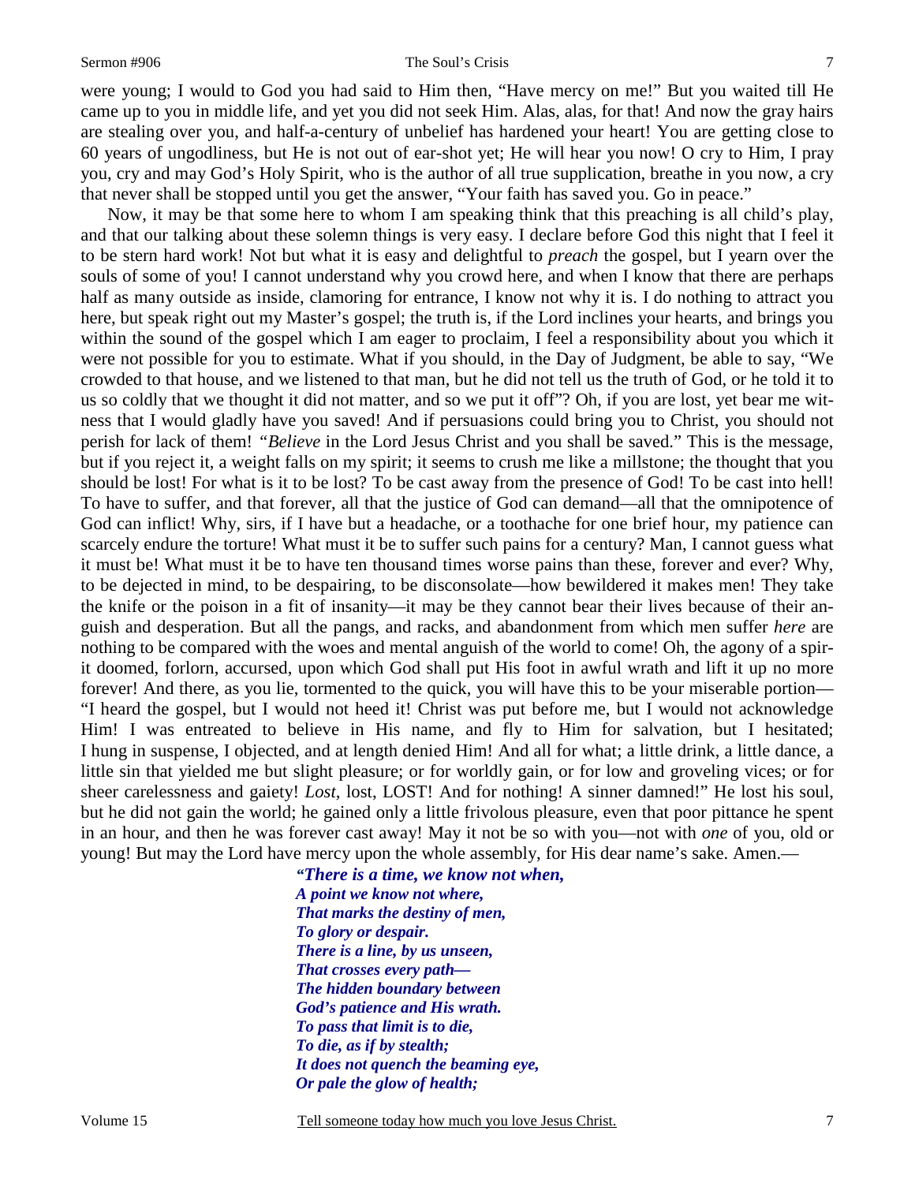were young; I would to God you had said to Him then, "Have mercy on me!" But you waited till He came up to you in middle life, and yet you did not seek Him. Alas, alas, for that! And now the gray hairs are stealing over you, and half-a-century of unbelief has hardened your heart! You are getting close to 60 years of ungodliness, but He is not out of ear-shot yet; He will hear you now! O cry to Him, I pray you, cry and may God's Holy Spirit, who is the author of all true supplication, breathe in you now, a cry that never shall be stopped until you get the answer, "Your faith has saved you. Go in peace."

Now, it may be that some here to whom I am speaking think that this preaching is all child's play, and that our talking about these solemn things is very easy. I declare before God this night that I feel it to be stern hard work! Not but what it is easy and delightful to *preach* the gospel, but I yearn over the souls of some of you! I cannot understand why you crowd here, and when I know that there are perhaps half as many outside as inside, clamoring for entrance, I know not why it is. I do nothing to attract you here, but speak right out my Master's gospel; the truth is, if the Lord inclines your hearts, and brings you within the sound of the gospel which I am eager to proclaim, I feel a responsibility about you which it were not possible for you to estimate. What if you should, in the Day of Judgment, be able to say, "We crowded to that house, and we listened to that man, but he did not tell us the truth of God, or he told it to us so coldly that we thought it did not matter, and so we put it off"? Oh, if you are lost, yet bear me witness that I would gladly have you saved! And if persuasions could bring you to Christ, you should not perish for lack of them! *"Believe* in the Lord Jesus Christ and you shall be saved." This is the message, but if you reject it, a weight falls on my spirit; it seems to crush me like a millstone; the thought that you should be lost! For what is it to be lost? To be cast away from the presence of God! To be cast into hell! To have to suffer, and that forever, all that the justice of God can demand—all that the omnipotence of God can inflict! Why, sirs, if I have but a headache, or a toothache for one brief hour, my patience can scarcely endure the torture! What must it be to suffer such pains for a century? Man, I cannot guess what it must be! What must it be to have ten thousand times worse pains than these, forever and ever? Why, to be dejected in mind, to be despairing, to be disconsolate—how bewildered it makes men! They take the knife or the poison in a fit of insanity—it may be they cannot bear their lives because of their anguish and desperation. But all the pangs, and racks, and abandonment from which men suffer *here* are nothing to be compared with the woes and mental anguish of the world to come! Oh, the agony of a spirit doomed, forlorn, accursed, upon which God shall put His foot in awful wrath and lift it up no more forever! And there, as you lie, tormented to the quick, you will have this to be your miserable portion—"I heard the gospel, but I would not heed it! Christ was put before me, but I would not acknowledge Him! I was entreated to believe in His name, and fly to Him for salvation, but I hesitated; I hung in suspense, I objected, and at length denied Him! And all for what; a little drink, a little dance, a little sin that yielded me but slight pleasure; or for worldly gain, or for low and groveling vices; or for sheer carelessness and gaiety! *Lost,* lost, LOST! And for nothing! A sinner damned!" He lost his soul, but he did not gain the world; he gained only a little frivolous pleasure, even that poor pittance he spent in an hour, and then he was forever cast away! May it not be so with you—not with *one* of you, old or young! But may the Lord have mercy upon the whole assembly, for His dear name's sake. Amen.—

> ***"There is a time, we know not when,***
> ***A point we know not where,***
> ***That marks the destiny of men,***
> ***To glory or despair.***
> ***There is a line, by us unseen,***
> ***That crosses every path—***
> ***The hidden boundary between***
> ***God's patience and His wrath.***
> ***To pass that limit is to die,***
> ***To die, as if by stealth;***
> ***It does not quench the beaming eye,***
> ***Or pale the glow of health;***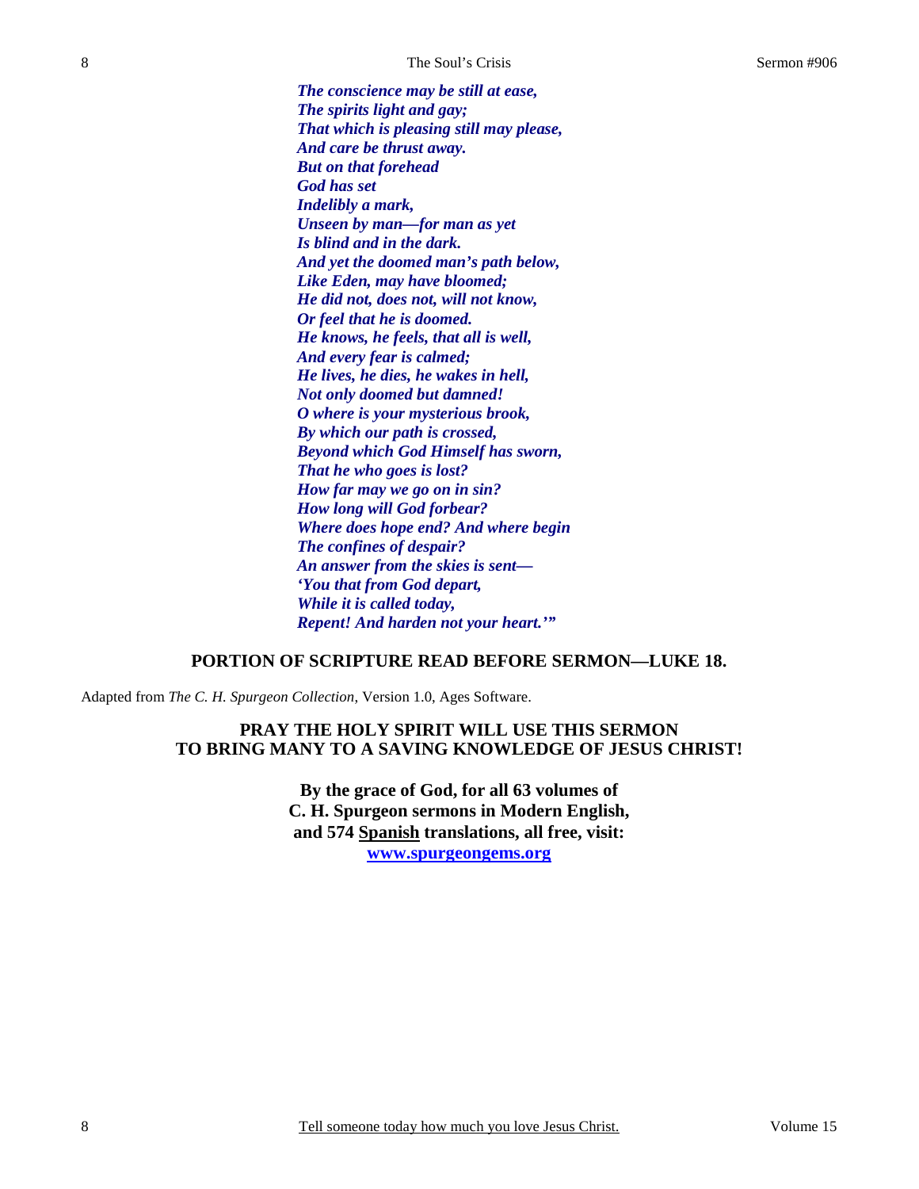*The conscience may be still at ease,*
*The spirits light and gay;*
*That which is pleasing still may please,*
*And care be thrust away.*
*But on that forehead*
*God has set*
*Indelibly a mark,*
*Unseen by man—for man as yet*
*Is blind and in the dark.*
*And yet the doomed man's path below,*
*Like Eden, may have bloomed;*
*He did not, does not, will not know,*
*Or feel that he is doomed.*
*He knows, he feels, that all is well,*
*And every fear is calmed;*
*He lives, he dies, he wakes in hell,*
*Not only doomed but damned!*
*O where is your mysterious brook,*
*By which our path is crossed,*
*Beyond which God Himself has sworn,*
*That he who goes is lost?*
*How far may we go on in sin?*
*How long will God forbear?*
*Where does hope end? And where begin*
*The confines of despair?*
*An answer from the skies is sent—*
*'You that from God depart,*
*While it is called today,*
*Repent! And harden not your heart.'"*

**PORTION OF SCRIPTURE READ BEFORE SERMON—LUKE 18.**

Adapted from *The C. H. Spurgeon Collection*, Version 1.0, Ages Software.

**PRAY THE HOLY SPIRIT WILL USE THIS SERMON TO BRING MANY TO A SAVING KNOWLEDGE OF JESUS CHRIST!**

**By the grace of God, for all 63 volumes of C. H. Spurgeon sermons in Modern English, and 574 Spanish translations, all free, visit: www.spurgeongems.org**